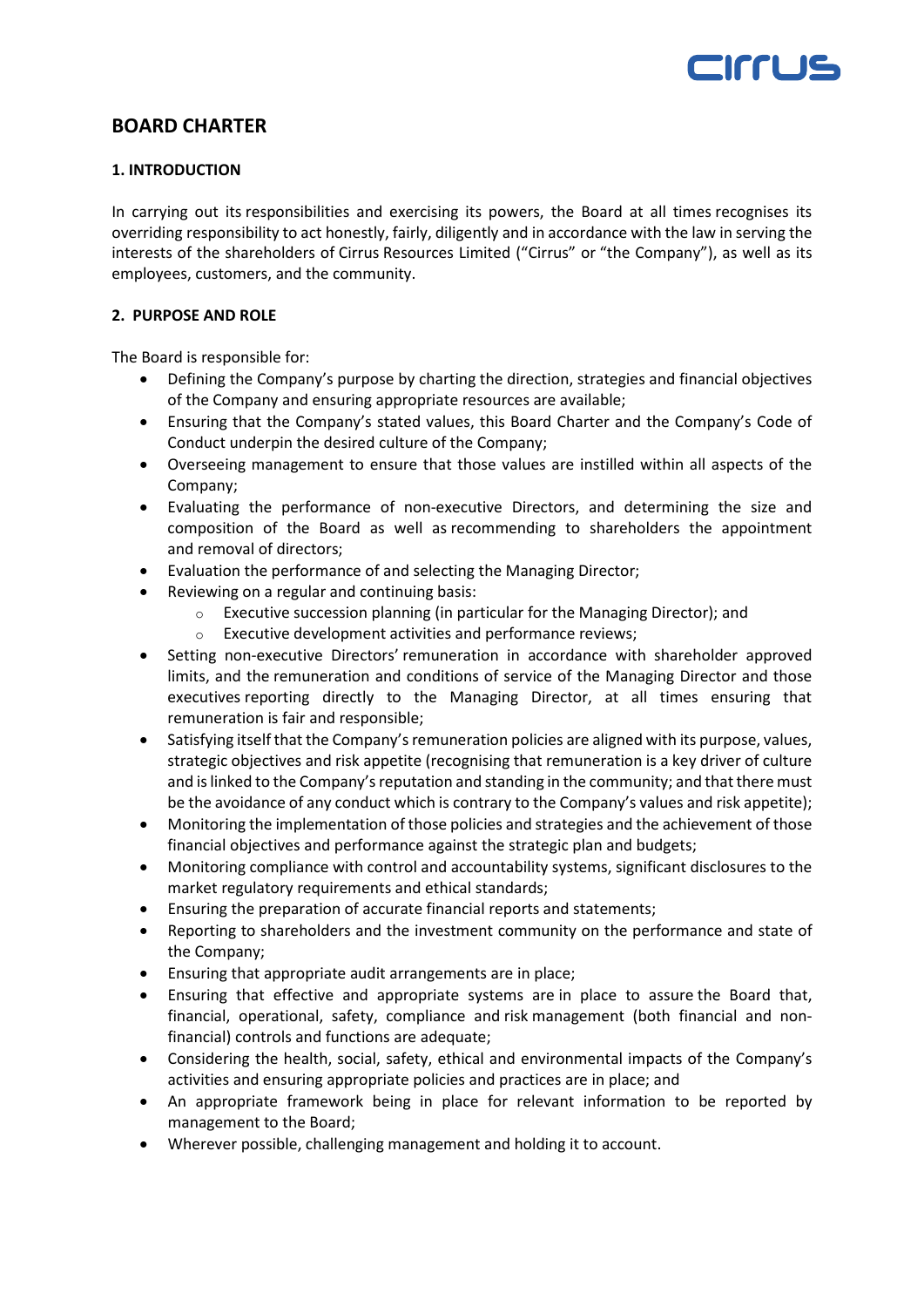# BOARD CHARTER

## 1. INTRODUCTION

In carrying out its responsibilities and exercising its powers, the Board at all times recognises its overriding responsibility to act honestly, fairly, diligently and in accordance with the law in serving the interests of the shareholders of Cirrus Resources Limited ("Cirrus" or "the Company"), as well as its employees, customers, and the community.

## 2. PURPOSE AND ROLE

The Board is responsible for:

- Defining the Company's purpose by charting the direction, strategies and financial objectives of the Company and ensuring appropriate resources are available;
- Ensuring that the Company's stated values, this Board Charter and the Company's Code of Conduct underpin the desired culture of the Company;
- Overseeing management to ensure that those values are instilled within all aspects of the Company;
- Evaluating the performance of non-executive Directors, and determining the size and composition of the Board as well as recommending to shareholders the appointment and removal of directors;
- Evaluation the performance of and selecting the Managing Director;
- Reviewing on a regular and continuing basis:
    - Executive succession planning (in particular for the Managing Director); and
    - Executive development activities and performance reviews;
- Setting non-executive Directors' remuneration in accordance with shareholder approved limits, and the remuneration and conditions of service of the Managing Director and those executives reporting directly to the Managing Director, at all times ensuring that remuneration is fair and responsible;
- Satisfying itself that the Company's remuneration policies are aligned with its purpose, values, strategic objectives and risk appetite (recognising that remuneration is a key driver of culture and is linked to the Company's reputation and standing in the community; and that there must be the avoidance of any conduct which is contrary to the Company's values and risk appetite);
- Monitoring the implementation of those policies and strategies and the achievement of those financial objectives and performance against the strategic plan and budgets;
- Monitoring compliance with control and accountability systems, significant disclosures to the market regulatory requirements and ethical standards;
- Ensuring the preparation of accurate financial reports and statements;
- Reporting to shareholders and the investment community on the performance and state of the Company;
- Ensuring that appropriate audit arrangements are in place;
- Ensuring that effective and appropriate systems are in place to assure the Board that, financial, operational, safety, compliance and risk management (both financial and non-financial) controls and functions are adequate;
- Considering the health, social, safety, ethical and environmental impacts of the Company's activities and ensuring appropriate policies and practices are in place; and
- An appropriate framework being in place for relevant information to be reported by management to the Board;
- Wherever possible, challenging management and holding it to account.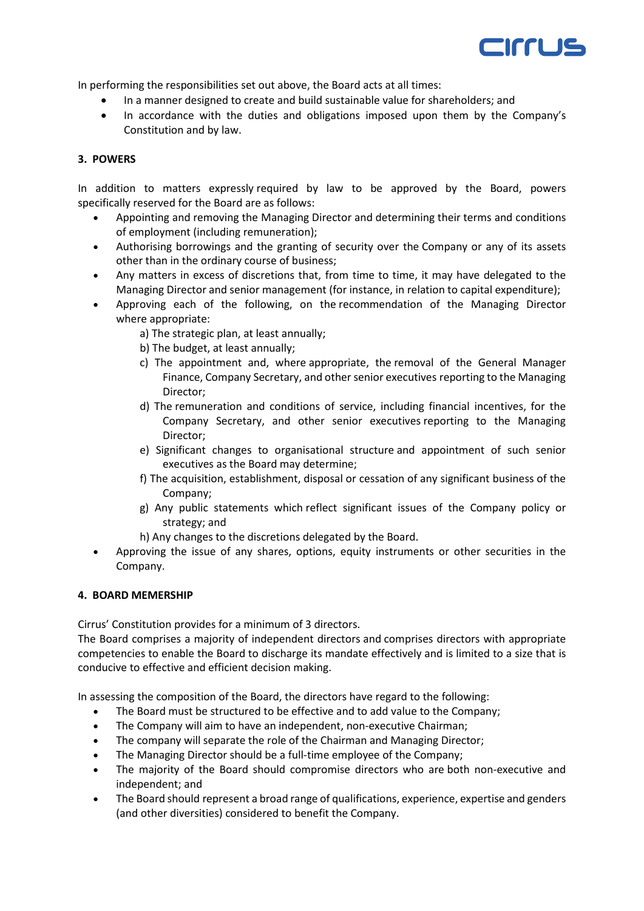In performing the responsibilities set out above, the Board acts at all times:

- In a manner designed to create and build sustainable value for shareholders; and
- In accordance with the duties and obligations imposed upon them by the Company's Constitution and by law.

## 3. POWERS

In addition to matters expressly required by law to be approved by the Board, powers specifically reserved for the Board are as follows:

- Appointing and removing the Managing Director and determining their terms and conditions of employment (including remuneration);
- Authorising borrowings and the granting of security over the Company or any of its assets other than in the ordinary course of business;
- Any matters in excess of discretions that, from time to time, it may have delegated to the Managing Director and senior management (for instance, in relation to capital expenditure);
- Approving each of the following, on the recommendation of the Managing Director where appropriate:
  - a) The strategic plan, at least annually;
  - b) The budget, at least annually;
  - c) The appointment and, where appropriate, the removal of the General Manager Finance, Company Secretary, and other senior executives reporting to the Managing Director;
  - d) The remuneration and conditions of service, including financial incentives, for the Company Secretary, and other senior executives reporting to the Managing Director;
  - e) Significant changes to organisational structure and appointment of such senior executives as the Board may determine;
  - f) The acquisition, establishment, disposal or cessation of any significant business of the Company;
  - g) Any public statements which reflect significant issues of the Company policy or strategy; and
  - h) Any changes to the discretions delegated by the Board.
- Approving the issue of any shares, options, equity instruments or other securities in the Company.

## 4. BOARD MEMERSHIP

Cirrus' Constitution provides for a minimum of 3 directors.
The Board comprises a majority of independent directors and comprises directors with appropriate competencies to enable the Board to discharge its mandate effectively and is limited to a size that is conducive to effective and efficient decision making.

In assessing the composition of the Board, the directors have regard to the following:

- The Board must be structured to be effective and to add value to the Company;
- The Company will aim to have an independent, non-executive Chairman;
- The company will separate the role of the Chairman and Managing Director;
- The Managing Director should be a full-time employee of the Company;
- The majority of the Board should compromise directors who are both non-executive and independent; and
- The Board should represent a broad range of qualifications, experience, expertise and genders (and other diversities) considered to benefit the Company.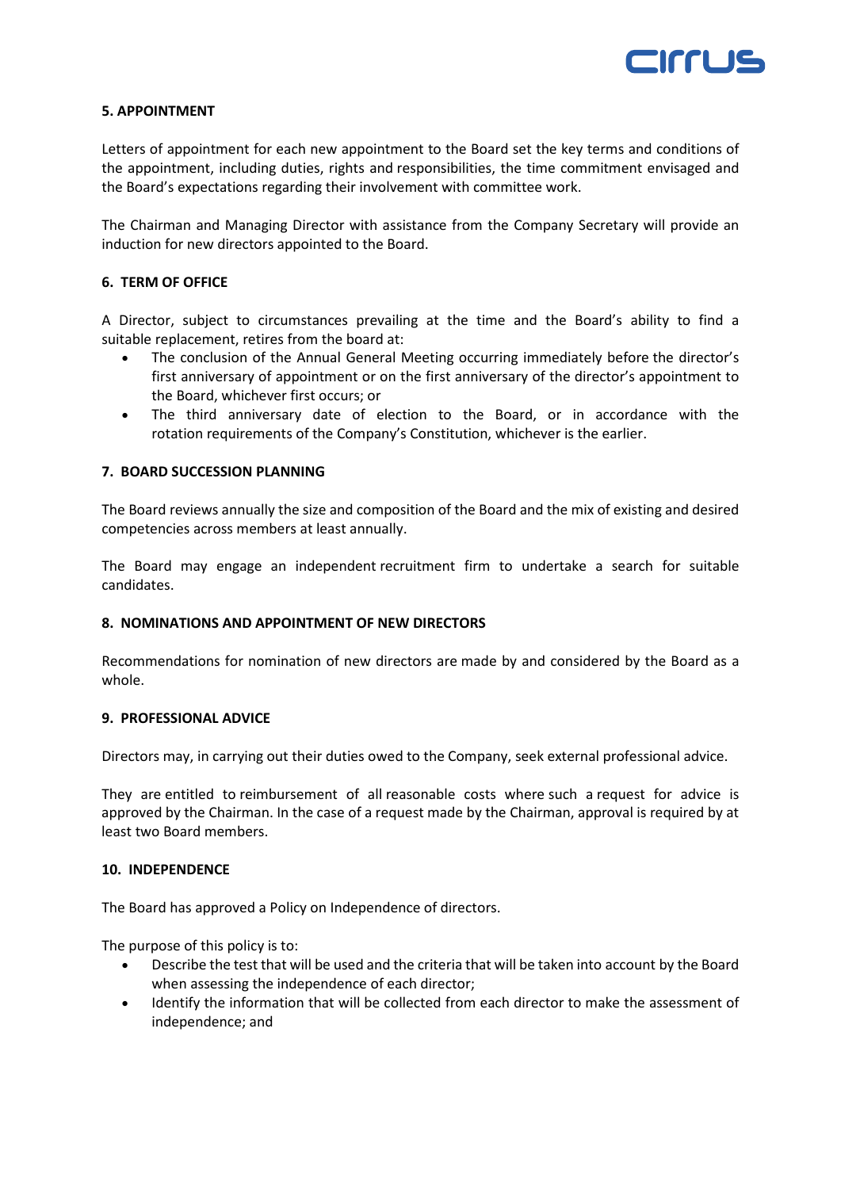**5. APPOINTMENT**

Letters of appointment for each new appointment to the Board set the key terms and conditions of the appointment, including duties, rights and responsibilities, the time commitment envisaged and the Board's expectations regarding their involvement with committee work.

The Chairman and Managing Director with assistance from the Company Secretary will provide an induction for new directors appointed to the Board.

**6. TERM OF OFFICE**

A Director, subject to circumstances prevailing at the time and the Board's ability to find a suitable replacement, retires from the board at:

- The conclusion of the Annual General Meeting occurring immediately before the director's first anniversary of appointment or on the first anniversary of the director's appointment to the Board, whichever first occurs; or
- The third anniversary date of election to the Board, or in accordance with the rotation requirements of the Company's Constitution, whichever is the earlier.

**7. BOARD SUCCESSION PLANNING**

The Board reviews annually the size and composition of the Board and the mix of existing and desired competencies across members at least annually.

The Board may engage an independent recruitment firm to undertake a search for suitable candidates.

**8. NOMINATIONS AND APPOINTMENT OF NEW DIRECTORS**

Recommendations for nomination of new directors are made by and considered by the Board as a whole.

**9. PROFESSIONAL ADVICE**

Directors may, in carrying out their duties owed to the Company, seek external professional advice.

They are entitled to reimbursement of all reasonable costs where such a request for advice is approved by the Chairman. In the case of a request made by the Chairman, approval is required by at least two Board members.

**10. INDEPENDENCE**

The Board has approved a Policy on Independence of directors.

The purpose of this policy is to:

- Describe the test that will be used and the criteria that will be taken into account by the Board when assessing the independence of each director;
- Identify the information that will be collected from each director to make the assessment of independence; and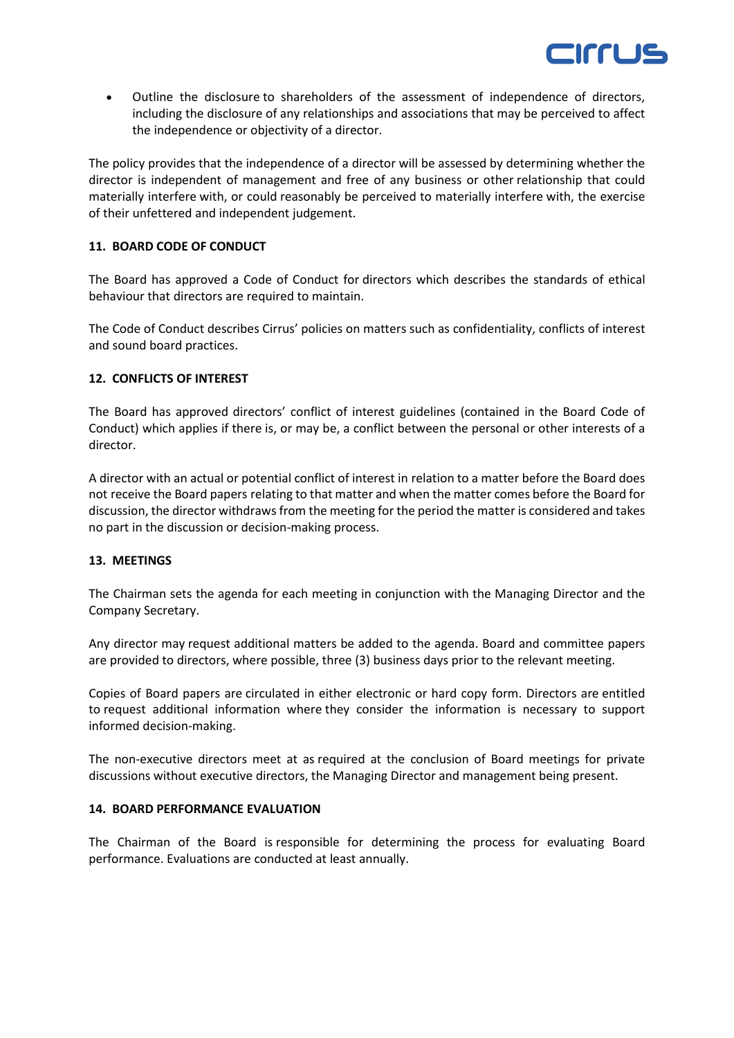- Outline the disclosure to shareholders of the assessment of independence of directors, including the disclosure of any relationships and associations that may be perceived to affect the independence or objectivity of a director.

The policy provides that the independence of a director will be assessed by determining whether the director is independent of management and free of any business or other relationship that could materially interfere with, or could reasonably be perceived to materially interfere with, the exercise of their unfettered and independent judgement.

## 11. BOARD CODE OF CONDUCT

The Board has approved a Code of Conduct for directors which describes the standards of ethical behaviour that directors are required to maintain.

The Code of Conduct describes Cirrus' policies on matters such as confidentiality, conflicts of interest and sound board practices.

## 12. CONFLICTS OF INTEREST

The Board has approved directors' conflict of interest guidelines (contained in the Board Code of Conduct) which applies if there is, or may be, a conflict between the personal or other interests of a director.

A director with an actual or potential conflict of interest in relation to a matter before the Board does not receive the Board papers relating to that matter and when the matter comes before the Board for discussion, the director withdraws from the meeting for the period the matter is considered and takes no part in the discussion or decision-making process.

## 13. MEETINGS

The Chairman sets the agenda for each meeting in conjunction with the Managing Director and the Company Secretary.

Any director may request additional matters be added to the agenda. Board and committee papers are provided to directors, where possible, three (3) business days prior to the relevant meeting.

Copies of Board papers are circulated in either electronic or hard copy form. Directors are entitled to request additional information where they consider the information is necessary to support informed decision-making.

The non-executive directors meet at as required at the conclusion of Board meetings for private discussions without executive directors, the Managing Director and management being present.

## 14. BOARD PERFORMANCE EVALUATION

The Chairman of the Board is responsible for determining the process for evaluating Board performance. Evaluations are conducted at least annually.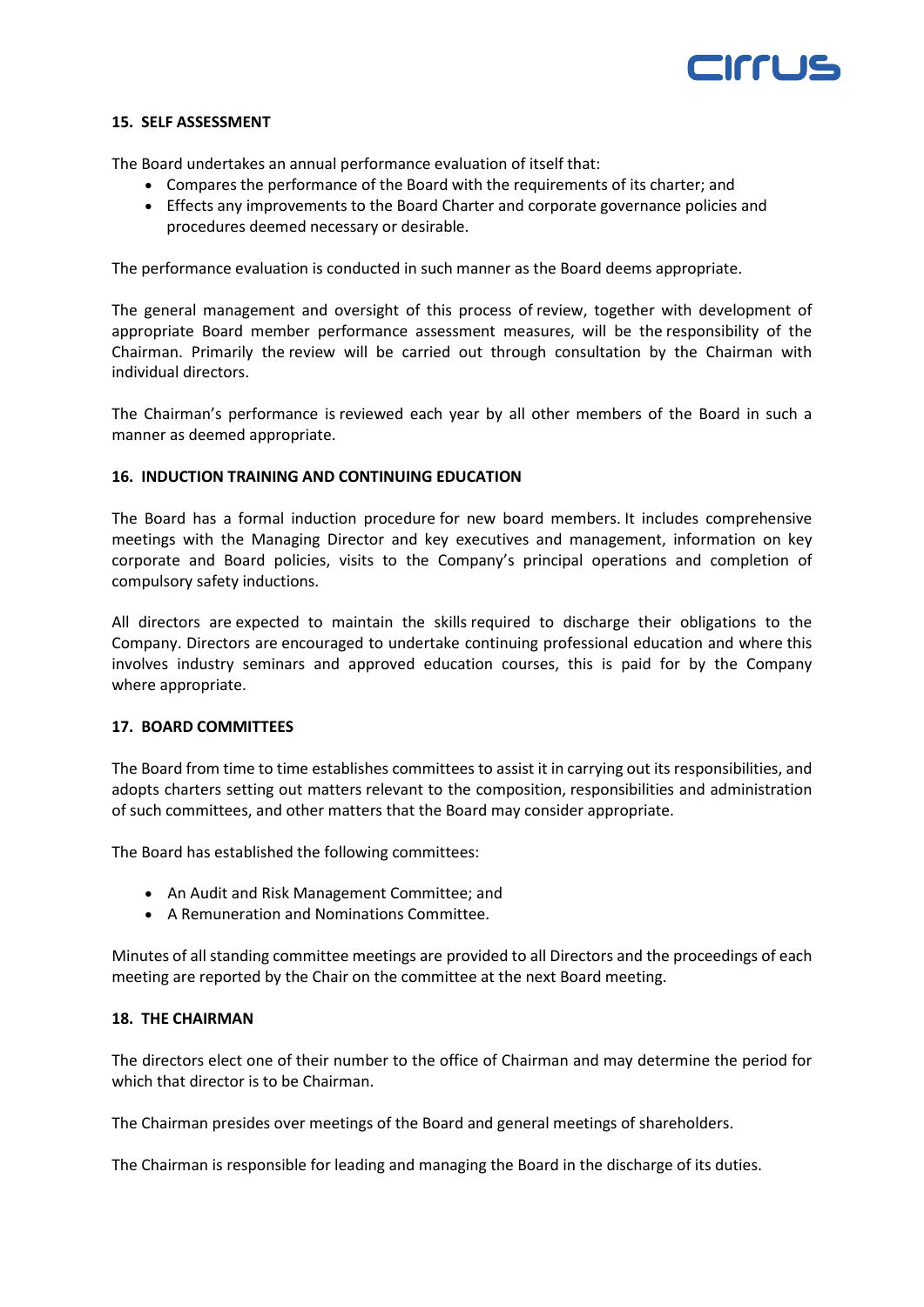## 15. SELF ASSESSMENT

The Board undertakes an annual performance evaluation of itself that:

- Compares the performance of the Board with the requirements of its charter; and
- Effects any improvements to the Board Charter and corporate governance policies and procedures deemed necessary or desirable.

The performance evaluation is conducted in such manner as the Board deems appropriate.

The general management and oversight of this process of review, together with development of appropriate Board member performance assessment measures, will be the responsibility of the Chairman. Primarily the review will be carried out through consultation by the Chairman with individual directors.

The Chairman's performance is reviewed each year by all other members of the Board in such a manner as deemed appropriate.

## 16. INDUCTION TRAINING AND CONTINUING EDUCATION

The Board has a formal induction procedure for new board members. It includes comprehensive meetings with the Managing Director and key executives and management, information on key corporate and Board policies, visits to the Company's principal operations and completion of compulsory safety inductions.

All directors are expected to maintain the skills required to discharge their obligations to the Company. Directors are encouraged to undertake continuing professional education and where this involves industry seminars and approved education courses, this is paid for by the Company where appropriate.

## 17. BOARD COMMITTEES

The Board from time to time establishes committees to assist it in carrying out its responsibilities, and adopts charters setting out matters relevant to the composition, responsibilities and administration of such committees, and other matters that the Board may consider appropriate.

The Board has established the following committees:

- An Audit and Risk Management Committee; and
- A Remuneration and Nominations Committee.

Minutes of all standing committee meetings are provided to all Directors and the proceedings of each meeting are reported by the Chair on the committee at the next Board meeting.

## 18. THE CHAIRMAN

The directors elect one of their number to the office of Chairman and may determine the period for which that director is to be Chairman.

The Chairman presides over meetings of the Board and general meetings of shareholders.

The Chairman is responsible for leading and managing the Board in the discharge of its duties.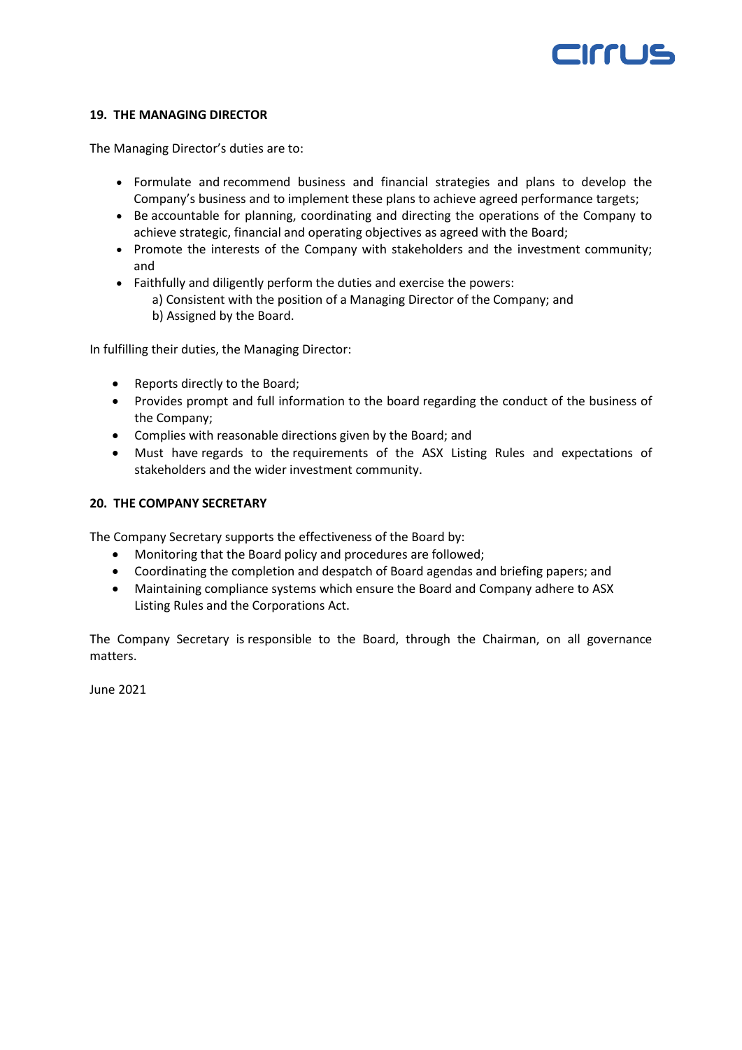## 19. THE MANAGING DIRECTOR

The Managing Director's duties are to:

- Formulate and recommend business and financial strategies and plans to develop the Company's business and to implement these plans to achieve agreed performance targets;
- Be accountable for planning, coordinating and directing the operations of the Company to achieve strategic, financial and operating objectives as agreed with the Board;
- Promote the interests of the Company with stakeholders and the investment community; and
- Faithfully and diligently perform the duties and exercise the powers:
  - a) Consistent with the position of a Managing Director of the Company; and
  - b) Assigned by the Board.

In fulfilling their duties, the Managing Director:

- Reports directly to the Board;
- Provides prompt and full information to the board regarding the conduct of the business of the Company;
- Complies with reasonable directions given by the Board; and
- Must have regards to the requirements of the ASX Listing Rules and expectations of stakeholders and the wider investment community.

## 20. THE COMPANY SECRETARY

The Company Secretary supports the effectiveness of the Board by:

- Monitoring that the Board policy and procedures are followed;
- Coordinating the completion and despatch of Board agendas and briefing papers; and
- Maintaining compliance systems which ensure the Board and Company adhere to ASX Listing Rules and the Corporations Act.

The Company Secretary is responsible to the Board, through the Chairman, on all governance matters.

June 2021